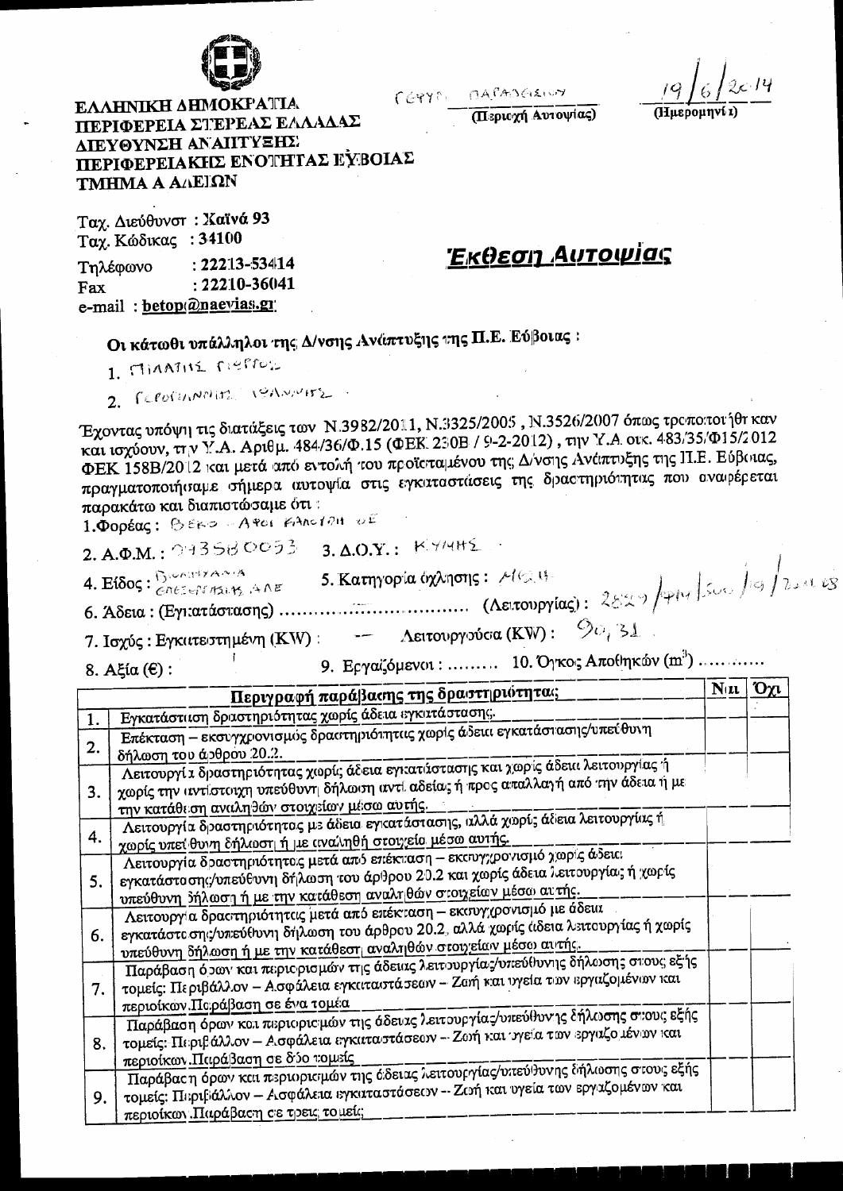ΕΛΛΗΝΙΚΗ ΔΗΜΟΚΡΑΤΙΑ
ΠΕΡΙΦΕΡΕΙΑ ΣΤΕΡΕΑΣ ΕΛΛΑΔΑΣ
ΔΙΕΥΘΥΝΣΗ ΑΝΑΠΤΥΞΗΣ
ΠΕΡΙΦΕΡΕΙΑΚΗΣ ΕΝΟΤΗΤΑΣ ΕΥΒΟΙΑΣ
ΤΜΗΜΑ Α ΑΔΕΙΩΝ

ΓΕΡΓΙ ΠΑΡΑΣΚΕΥΗ
(Περιοχή Αυτοψίας)

19/6/2014
(Ημερομηνία)

Ταχ. Διεύθυνση : Χαϊνά 93
Ταχ. Κώδικας : 34100
Τηλέφωνο : 22213-53414
Fax : 22210-36041
e-mail : betop@naevias.gr

# Έκθεση Αυτοψίας

**Οι κάτωθι υπάλληλοι της Δ/νσης Ανάπτυξης της Π.Ε. Εύβοιας :**

1. ΠΙΛΑΤΗΣ ΠΕΤΡΟΣ
2. ΓΕΡΟΓΙΑΝΝΗΣ ΙΩΑΝΝΗΣ

Έχοντας υπόψη τις διατάξεις των Ν.3982/2011, Ν.3325/2005 , Ν.3526/2007 όπως τροποποιήθηκαν και ισχύουν, την Υ.Α. Αριθμ. 484/36/Φ.15 (ΦΕΚ 230Β / 9-2-2012) , την Υ.Α. οικ. 483/35/Φ15/2012 ΦΕΚ 158Β/2012 και μετά από εντολή του προϊσταμένου της Δ/νσης Ανάπτυξης της Π.Ε. Εύβοιας, πραγματοποιήσαμε σήμερα αυτοψία στις εγκαταστάσεις της δραστηριότητας που αναφέρεται παρακάτω και διαπιστώσαμε ότι :

1.Φορέας : ΒΕΚΟ - ΑΦΟΙ ΚΑΛΟΓΗΡΟΥ ΟΕ

2. Α.Φ.Μ. : 093580053 3. Δ.Ο.Υ. : ΚΥΜΗΣ

4. Είδος : ΒΙΟΜΗΧΑΝΙΑ ΕΠΕΞΕΡΓΑΣΙΑΣ ΑΛΕ 5. Κατηγορία όχλησης : ΜΕΣΗ

6. Άδεια : (Εγκατάστασης) ................................ (Λειτουργίας) : 2829/ΦΙ4/5οω/19/2008

7. Ισχύς : Εγκατεστημένη (KW) : -- Λειτουργούσα (KW) : 90,31

8. Αξία (€) : 9. Εργαζόμενοι : ......... 10. Όγκος Αποθηκών (m³) ............

| | Περιγραφή παράβασης της δραστηριότητας | Ναι | Όχι |
|---|---|---|---|
| 1. | Εγκατάσταση δραστηριότητας χωρίς άδεια εγκατάστασης. | | |
| 2. | Επέκταση – εκσυγχρονισμός δραστηριότητας χωρίς άδεια εγκατάστασης/υπεύθυνη δήλωση του άρθρου 20.2. | | |
| 3. | Λειτουργία δραστηριότητας χωρίς άδεια εγκατάστασης και χωρίς άδεια λειτουργίας ή χωρίς την αντίστοιχη υπεύθυνη δήλωση αντί αδείας ή προς απαλλαγή από την άδεια ή με την κατάθεση αναληθών στοιχείων μέσω αυτής. | | |
| 4. | Λειτουργία δραστηριότητας με άδεια εγκατάστασης, αλλά χωρίς άδεια λειτουργίας ή χωρίς υπεύθυνη δήλωση ή με αναληθή στοιχεία μέσω αυτής. | | |
| 5. | Λειτουργία δραστηριότητας μετά από επέκταση – εκσυγχρονισμό χωρίς άδεια εγκατάστασης/υπεύθυνη δήλωση του άρθρου 20.2 και χωρίς άδεια λειτουργίας ή χωρίς υπεύθυνη δήλωση ή με την κατάθεση αναληθών στοιχείων μέσω αυτής. | | |
| 6. | Λειτουργία δραστηριότητας μετά από επέκταση – εκσυγχρονισμό με άδεια εγκατάστασης/υπεύθυνη δήλωση του άρθρου 20.2, αλλά χωρίς άδεια λειτουργίας ή χωρίς υπεύθυνη δήλωση ή με την κατάθεση αναληθών στοιχείων μέσω αυτής. | | |
| 7. | Παράβαση όρων και περιορισμών της άδειας λειτουργίας/υπεύθυνης δήλωσης στους εξής τομείς: Περιβάλλον – Ασφάλεια εγκαταστάσεων – Ζωή και υγεία των εργαζομένων και περιοίκων.Παράβαση σε ένα τομέα | | |
| 8. | Παράβαση όρων και περιορισμών της άδειας λειτουργίας/υπεύθυνης δήλωσης στους εξής τομείς: Περιβάλλον – Ασφάλεια εγκαταστάσεων – Ζωή και υγεία των εργαζομένων και περιοίκων.Παράβαση σε δύο τομείς | | |
| 9. | Παράβαση όρων και περιορισμών της άδειας λειτουργίας/υπεύθυνης δήλωσης στους εξής τομείς: Περιβάλλον – Ασφάλεια εγκαταστάσεων – Ζωή και υγεία των εργαζομένων και περιοίκων.Παράβαση σε τρεις τομείς | | |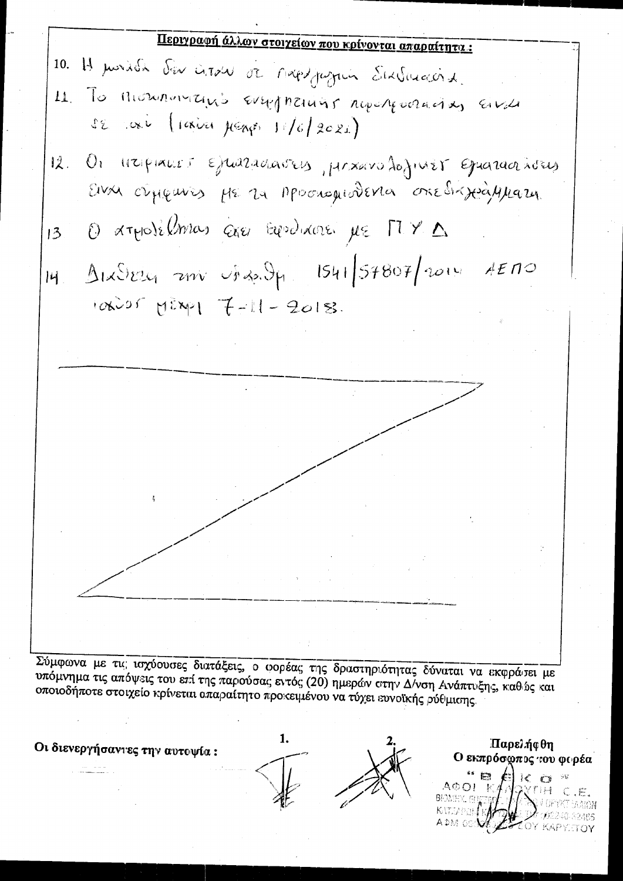**Περιγραφή άλλων στοιχείων που κρίνονται απαραίτητα :**

10. Η μονάδα δεν είναι σε παραγωγική διαδικασία.

11. Το πιστοποιητικό ενεργητικής πυροπροστασίας είναι σε ισχύ (ισχύει μέχρι 11/6/2021)

12. Οι κτιριακές εγκαταστάσεις, μηχανολογικές εγκαταστάσεις είναι σύμφωνες με τα προσκομισθέντα σχεδιαγράμματα.

13. Ο ατμολέβητας έχει εφοδιαστεί με Π.Υ.Δ

14. Διάθεση των υγρών αποβλήτων 1541/57807/2014 ΑΕΠΟ ισχύος μέχρι 7-11-2018.

Σύμφωνα με τις ισχύουσες διατάξεις, ο φορέας της δραστηριότητας δύναται να εκφράσει με υπόμνημα τις απόψεις του επί της παρούσας εντός (20) ημερών στην Δ/νση Ανάπτυξης, καθώς και οποιοδήποτε στοιχείο κρίνεται απαραίτητο προκειμένου να τύχει ευνοϊκής ρύθμισης.

**Οι διενεργήσαντες την αυτοψία :**

1.

2.

**Παρελήφθη**
**Ο εκπρόσωπος του φορέα**

"ΒΕΚΟ"
ΑΦΟΙ ΚΑΛΟΥΤΗ Ο.Ε.
ΒΙΟΜΗΧ. ΕΠΕΞΕΡΓ. ... ΟΡΥΚΤ. ΣΑΠΩΝ
ΚΑΤΑΡΡΟΗ ... ΤΗΛ. 22240-32465
ΑΦΜ ... ΔΟΥ ΚΑΡΥΣΤΟΥ